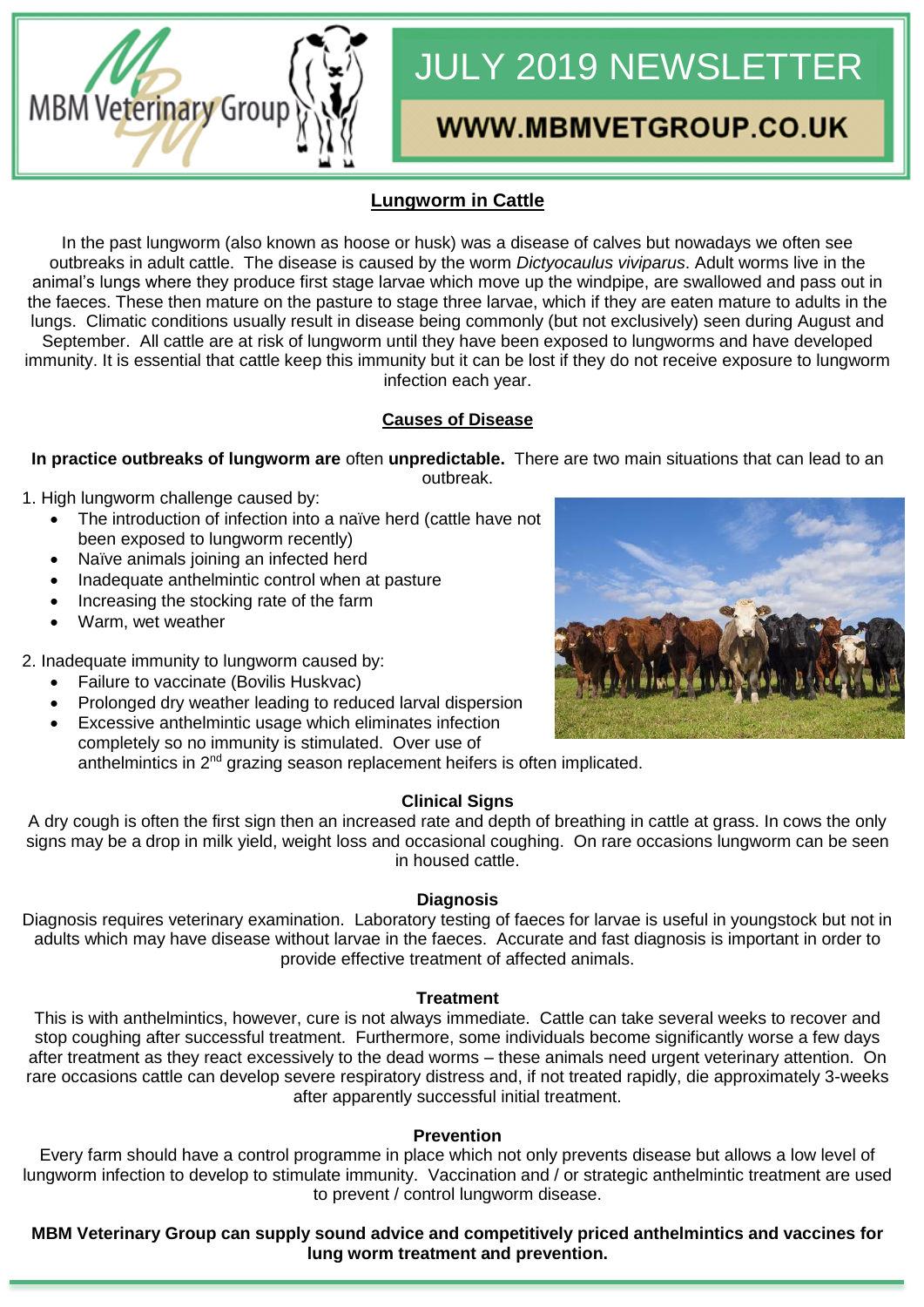MBM Veterinary Group

# JULY 2019 NEWSLETTER

**WWW.MBMVETGROUP.CO.UK**

## Lungworm in Cattle

In the past lungworm (also known as hoose or husk) was a disease of calves but nowadays we often see outbreaks in adult cattle. The disease is caused by the worm *Dictyocaulus viviparus*. Adult worms live in the animal's lungs where they produce first stage larvae which move up the windpipe, are swallowed and pass out in the faeces. These then mature on the pasture to stage three larvae, which if they are eaten mature to adults in the lungs. Climatic conditions usually result in disease being commonly (but not exclusively) seen during August and September. All cattle are at risk of lungworm until they have been exposed to lungworms and have developed immunity. It is essential that cattle keep this immunity but it can be lost if they do not receive exposure to lungworm infection each year.

## Causes of Disease

**In practice outbreaks of lungworm are** often **unpredictable.** There are two main situations that can lead to an outbreak.

1. High lungworm challenge caused by:
   - The introduction of infection into a naïve herd (cattle have not been exposed to lungworm recently)
   - Naïve animals joining an infected herd
   - Inadequate anthelmintic control when at pasture
   - Increasing the stocking rate of the farm
   - Warm, wet weather

2. Inadequate immunity to lungworm caused by:
   - Failure to vaccinate (Bovilis Huskvac)
   - Prolonged dry weather leading to reduced larval dispersion
   - Excessive anthelmintic usage which eliminates infection completely so no immunity is stimulated. Over use of anthelmintics in 2nd grazing season replacement heifers is often implicated.

### Clinical Signs

A dry cough is often the first sign then an increased rate and depth of breathing in cattle at grass. In cows the only signs may be a drop in milk yield, weight loss and occasional coughing. On rare occasions lungworm can be seen in housed cattle.

### Diagnosis

Diagnosis requires veterinary examination. Laboratory testing of faeces for larvae is useful in youngstock but not in adults which may have disease without larvae in the faeces. Accurate and fast diagnosis is important in order to provide effective treatment of affected animals.

### Treatment

This is with anthelmintics, however, cure is not always immediate. Cattle can take several weeks to recover and stop coughing after successful treatment. Furthermore, some individuals become significantly worse a few days after treatment as they react excessively to the dead worms – these animals need urgent veterinary attention. On rare occasions cattle can develop severe respiratory distress and, if not treated rapidly, die approximately 3-weeks after apparently successful initial treatment.

### Prevention

Every farm should have a control programme in place which not only prevents disease but allows a low level of lungworm infection to develop to stimulate immunity. Vaccination and / or strategic anthelmintic treatment are used to prevent / control lungworm disease.

**MBM Veterinary Group can supply sound advice and competitively priced anthelmintics and vaccines for lung worm treatment and prevention.**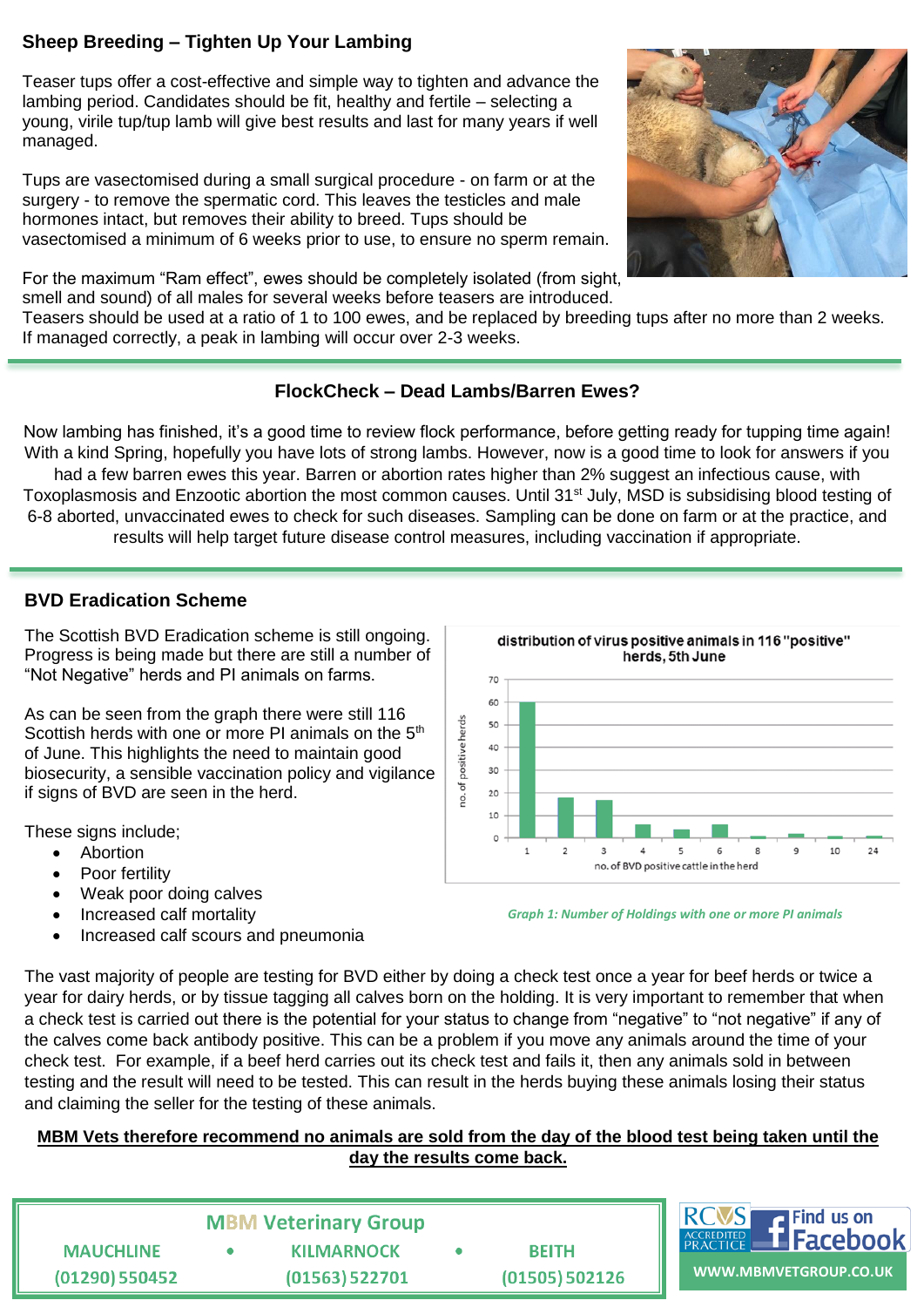## Sheep Breeding – Tighten Up Your Lambing

Teaser tups offer a cost-effective and simple way to tighten and advance the lambing period. Candidates should be fit, healthy and fertile – selecting a young, virile tup/tup lamb will give best results and last for many years if well managed.

Tups are vasectomised during a small surgical procedure - on farm or at the surgery - to remove the spermatic cord. This leaves the testicles and male hormones intact, but removes their ability to breed. Tups should be vasectomised a minimum of 6 weeks prior to use, to ensure no sperm remain.

For the maximum "Ram effect", ewes should be completely isolated (from sight, smell and sound) of all males for several weeks before teasers are introduced. Teasers should be used at a ratio of 1 to 100 ewes, and be replaced by breeding tups after no more than 2 weeks. If managed correctly, a peak in lambing will occur over 2-3 weeks.

## FlockCheck – Dead Lambs/Barren Ewes?

Now lambing has finished, it's a good time to review flock performance, before getting ready for tupping time again! With a kind Spring, hopefully you have lots of strong lambs. However, now is a good time to look for answers if you had a few barren ewes this year. Barren or abortion rates higher than 2% suggest an infectious cause, with Toxoplasmosis and Enzootic abortion the most common causes. Until 31st July, MSD is subsidising blood testing of 6-8 aborted, unvaccinated ewes to check for such diseases. Sampling can be done on farm or at the practice, and results will help target future disease control measures, including vaccination if appropriate.

## BVD Eradication Scheme

The Scottish BVD Eradication scheme is still ongoing. Progress is being made but there are still a number of "Not Negative" herds and PI animals on farms.

As can be seen from the graph there were still 116 Scottish herds with one or more PI animals on the 5th of June. This highlights the need to maintain good biosecurity, a sensible vaccination policy and vigilance if signs of BVD are seen in the herd.

distribution of virus positive animals in 116 "positive" herds, 5th June

no. of positive herds

0 10 20 30 40 50 60 70

1 2 3 4 5 6 8 9 10 24

no. of BVD positive cattle in the herd

*Graph 1: Number of Holdings with one or more PI animals*

These signs include;

- Abortion
- Poor fertility
- Weak poor doing calves
- Increased calf mortality
- Increased calf scours and pneumonia

The vast majority of people are testing for BVD either by doing a check test once a year for beef herds or twice a year for dairy herds, or by tissue tagging all calves born on the holding. It is very important to remember that when a check test is carried out there is the potential for your status to change from "negative" to "not negative" if any of the calves come back antibody positive. This can be a problem if you move any animals around the time of your check test. For example, if a beef herd carries out its check test and fails it, then any animals sold in between testing and the result will need to be tested. This can result in the herds buying these animals losing their status and claiming the seller for the testing of these animals.

**MBM Vets therefore recommend no animals are sold from the day of the blood test being taken until the day the results come back.**

MBM Veterinary Group

MAUCHLINE (01290) 550452 • KILMARNOCK (01563) 522701 • BEITH (01505) 502126

RCVS ACCREDITED PRACTICE

Find us on Facebook

WWW.MBMVETGROUP.CO.UK